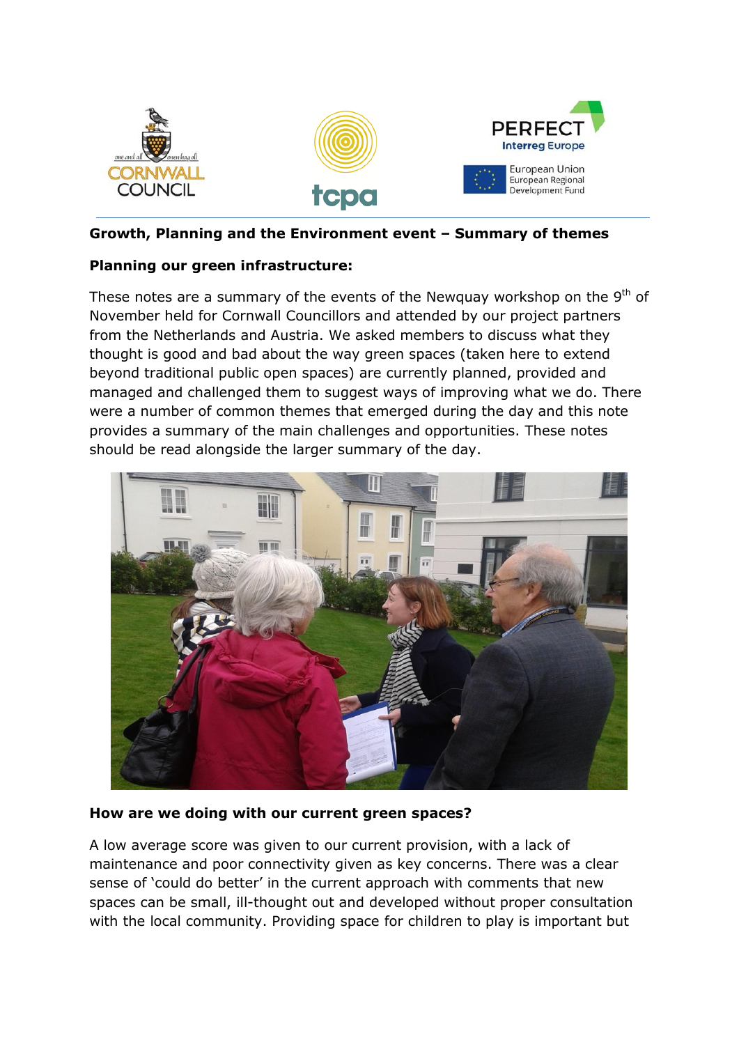**Growth, Planning and the Environment event – Summary of themes**

**Planning our green infrastructure:**

These notes are a summary of the events of the Newquay workshop on the 9th of November held for Cornwall Councillors and attended by our project partners from the Netherlands and Austria. We asked members to discuss what they thought is good and bad about the way green spaces (taken here to extend beyond traditional public open spaces) are currently planned, provided and managed and challenged them to suggest ways of improving what we do. There were a number of common themes that emerged during the day and this note provides a summary of the main challenges and opportunities. These notes should be read alongside the larger summary of the day.

**How are we doing with our current green spaces?**

A low average score was given to our current provision, with a lack of maintenance and poor connectivity given as key concerns. There was a clear sense of 'could do better' in the current approach with comments that new spaces can be small, ill-thought out and developed without proper consultation with the local community. Providing space for children to play is important but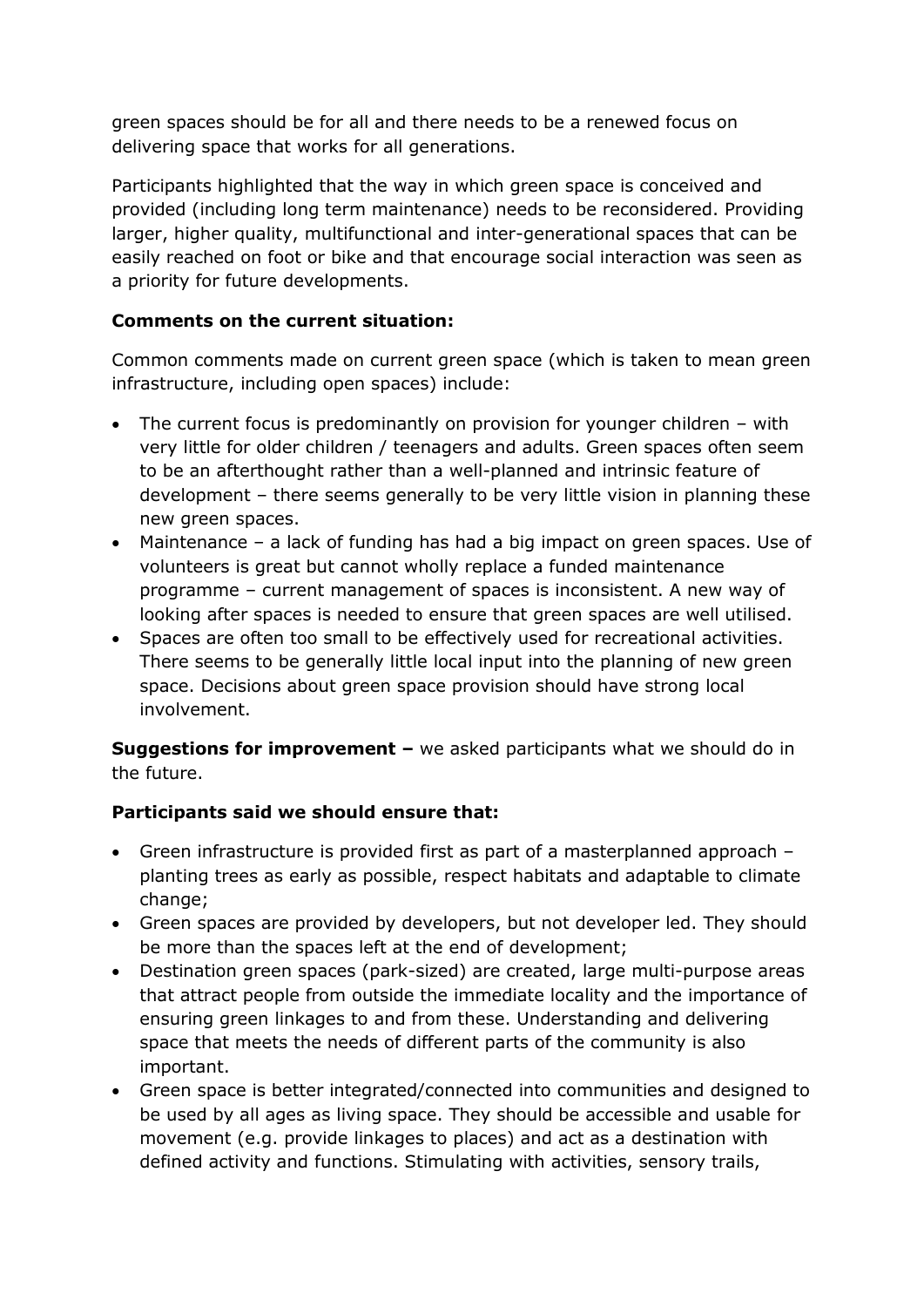green spaces should be for all and there needs to be a renewed focus on delivering space that works for all generations.

Participants highlighted that the way in which green space is conceived and provided (including long term maintenance) needs to be reconsidered. Providing larger, higher quality, multifunctional and inter-generational spaces that can be easily reached on foot or bike and that encourage social interaction was seen as a priority for future developments.

**Comments on the current situation:**

Common comments made on current green space (which is taken to mean green infrastructure, including open spaces) include:

- The current focus is predominantly on provision for younger children – with very little for older children / teenagers and adults. Green spaces often seem to be an afterthought rather than a well-planned and intrinsic feature of development – there seems generally to be very little vision in planning these new green spaces.
- Maintenance – a lack of funding has had a big impact on green spaces. Use of volunteers is great but cannot wholly replace a funded maintenance programme – current management of spaces is inconsistent. A new way of looking after spaces is needed to ensure that green spaces are well utilised.
- Spaces are often too small to be effectively used for recreational activities. There seems to be generally little local input into the planning of new green space. Decisions about green space provision should have strong local involvement.

**Suggestions for improvement –** we asked participants what we should do in the future.

**Participants said we should ensure that:**

- Green infrastructure is provided first as part of a masterplanned approach – planting trees as early as possible, respect habitats and adaptable to climate change;
- Green spaces are provided by developers, but not developer led. They should be more than the spaces left at the end of development;
- Destination green spaces (park-sized) are created, large multi-purpose areas that attract people from outside the immediate locality and the importance of ensuring green linkages to and from these. Understanding and delivering space that meets the needs of different parts of the community is also important.
- Green space is better integrated/connected into communities and designed to be used by all ages as living space. They should be accessible and usable for movement (e.g. provide linkages to places) and act as a destination with defined activity and functions. Stimulating with activities, sensory trails,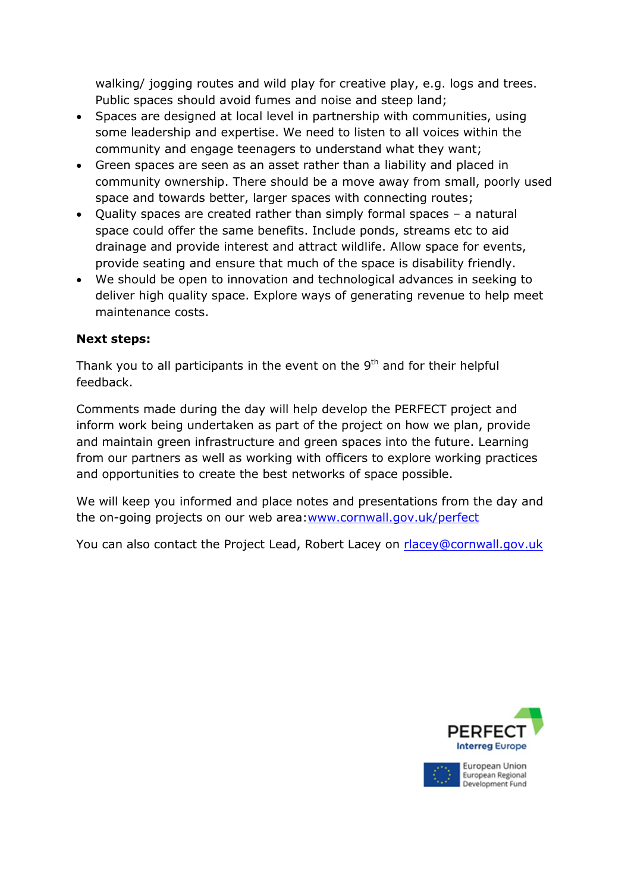walking/ jogging routes and wild play for creative play, e.g. logs and trees. Public spaces should avoid fumes and noise and steep land;

- Spaces are designed at local level in partnership with communities, using some leadership and expertise. We need to listen to all voices within the community and engage teenagers to understand what they want;
- Green spaces are seen as an asset rather than a liability and placed in community ownership. There should be a move away from small, poorly used space and towards better, larger spaces with connecting routes;
- Quality spaces are created rather than simply formal spaces – a natural space could offer the same benefits. Include ponds, streams etc to aid drainage and provide interest and attract wildlife. Allow space for events, provide seating and ensure that much of the space is disability friendly.
- We should be open to innovation and technological advances in seeking to deliver high quality space. Explore ways of generating revenue to help meet maintenance costs.

**Next steps:**

Thank you to all participants in the event on the 9th and for their helpful feedback.

Comments made during the day will help develop the PERFECT project and inform work being undertaken as part of the project on how we plan, provide and maintain green infrastructure and green spaces into the future. Learning from our partners as well as working with officers to explore working practices and opportunities to create the best networks of space possible.

We will keep you informed and place notes and presentations from the day and the on-going projects on our web area: [www.cornwall.gov.uk/perfect](www.cornwall.gov.uk/perfect)

You can also contact the Project Lead, Robert Lacey on [rlacey@cornwall.gov.uk](mailto:rlacey@cornwall.gov.uk)

PERFECT
Interreg Europe

European Union
European Regional
Development Fund